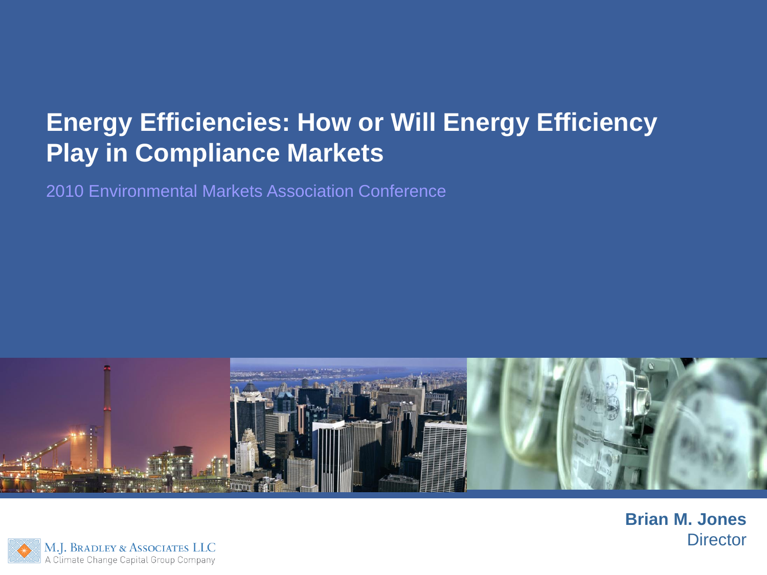# Energy Efficiencies: How or Will Energy Efficiency Play in Compliance Markets

2010 Environmental Markets Association Conference

**Brian M. Jones**
Director

M.J. Bradley & Associates LLC
A Climate Change Capital Group Company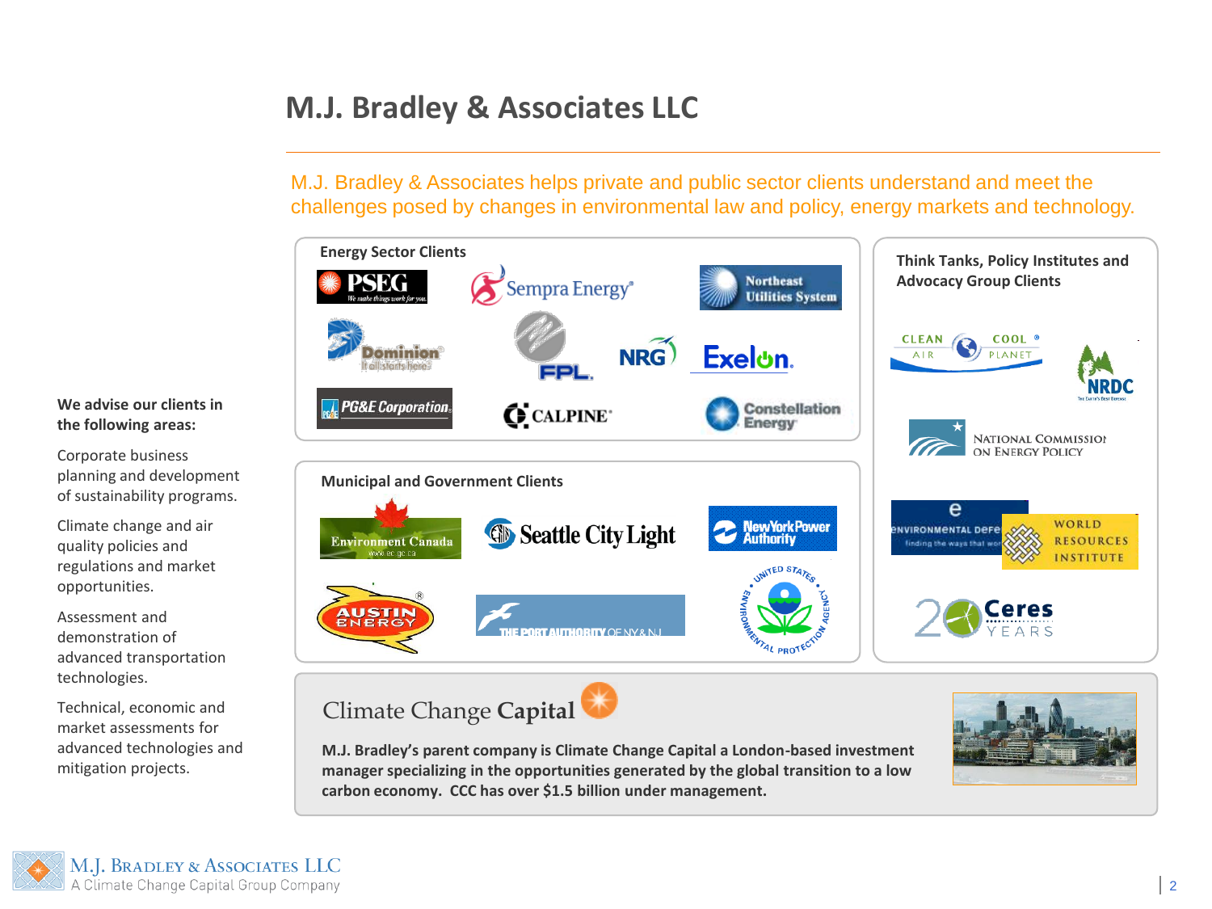# M.J. Bradley & Associates LLC

M.J. Bradley & Associates helps private and public sector clients understand and meet the challenges posed by changes in environmental law and policy, energy markets and technology.

**We advise our clients in the following areas:**

Corporate business planning and development of sustainability programs.

Climate change and air quality policies and regulations and market opportunities.

Assessment and demonstration of advanced transportation technologies.

Technical, economic and market assessments for advanced technologies and mitigation projects.

## Energy Sector Clients

PSEG, Sempra Energy, Northeast Utilities System, Dominion, FPL, NRG, Exelon, PG&E Corporation, Calpine, Constellation Energy

## Municipal and Government Clients

Environment Canada, Seattle City Light, New York Power Authority, Austin Energy, The Port Authority of NY & NJ, United States Environmental Protection Agency

## Think Tanks, Policy Institutes and Advocacy Group Clients

Clean Air Cool Planet, NRDC, National Commission on Energy Policy, Environmental Defense, World Resources Institute, Ceres

## Climate Change Capital

**M.J. Bradley's parent company is Climate Change Capital a London-based investment manager specializing in the opportunities generated by the global transition to a low carbon economy. CCC has over $1.5 billion under management.**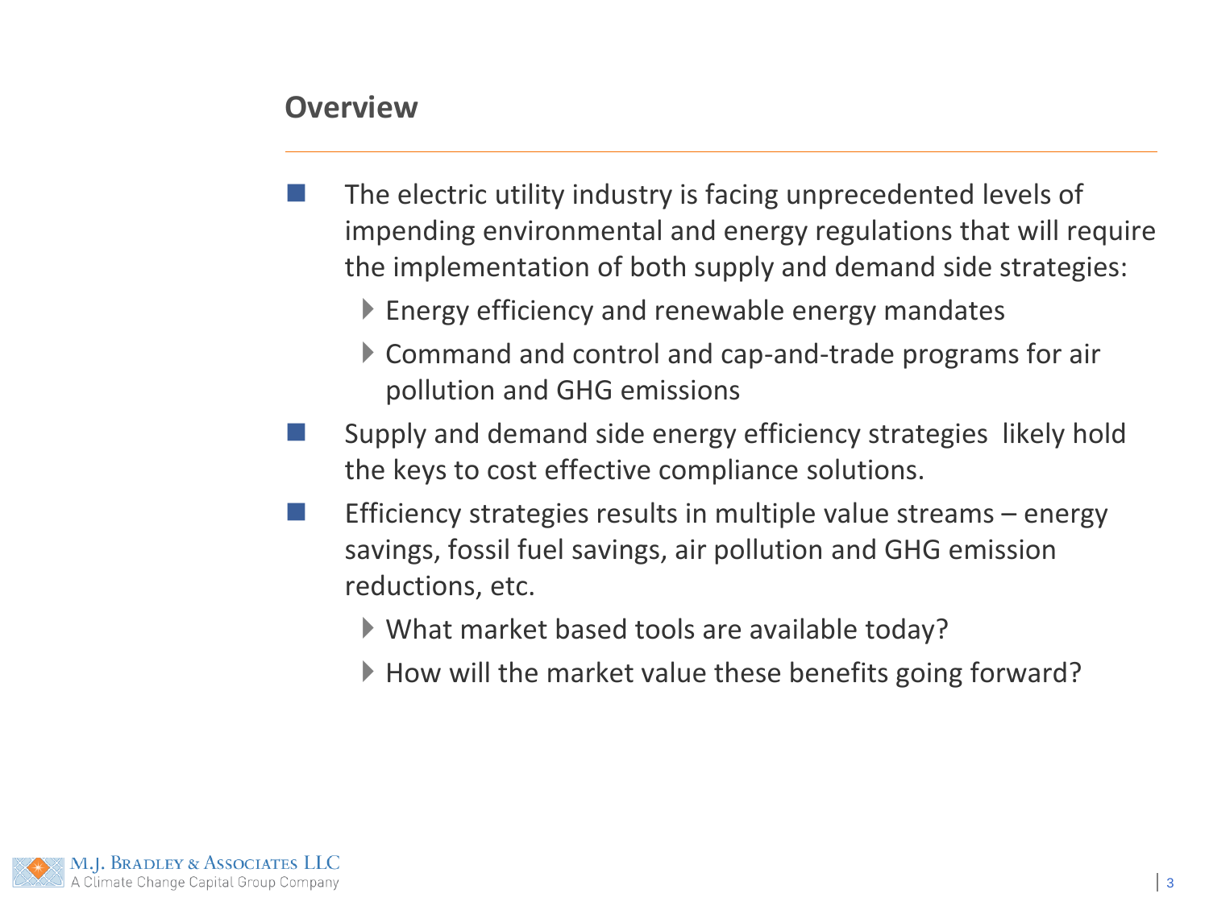## Overview

- The electric utility industry is facing unprecedented levels of impending environmental and energy regulations that will require the implementation of both supply and demand side strategies:
  - Energy efficiency and renewable energy mandates
  - Command and control and cap-and-trade programs for air pollution and GHG emissions
- Supply and demand side energy efficiency strategies likely hold the keys to cost effective compliance solutions.
- Efficiency strategies results in multiple value streams – energy savings, fossil fuel savings, air pollution and GHG emission reductions, etc.
  - What market based tools are available today?
  - How will the market value these benefits going forward?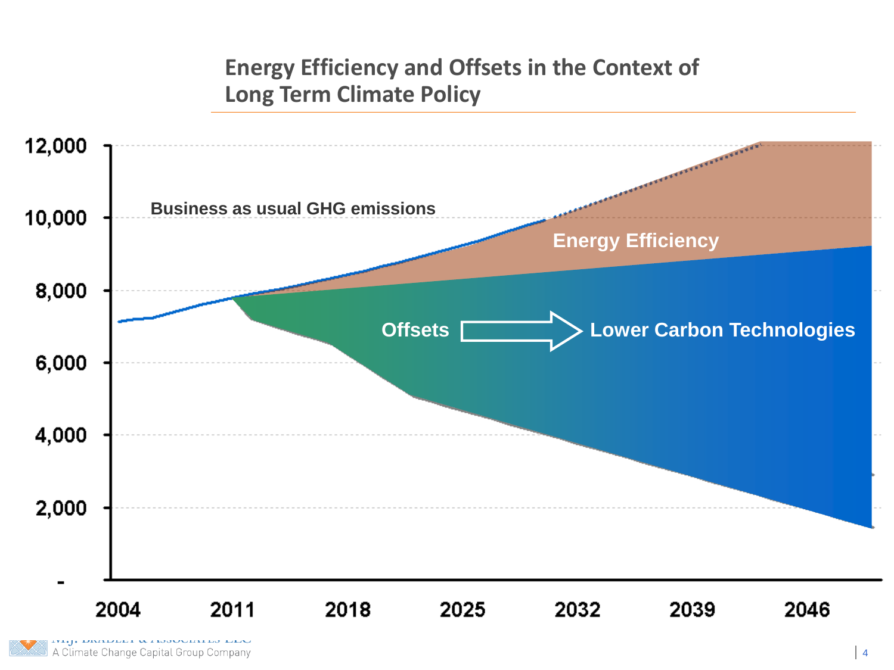## Energy Efficiency and Offsets in the Context of Long Term Climate Policy

Business as usual GHG emissions

Energy Efficiency

Offsets → Lower Carbon Technologies

| | |
|---|---|
| 12,000 | |
| 10,000 | |
| 8,000 | |
| 6,000 | |
| 4,000 | |
| 2,000 | |
| - | |

2004 2011 2018 2025 2032 2039 2046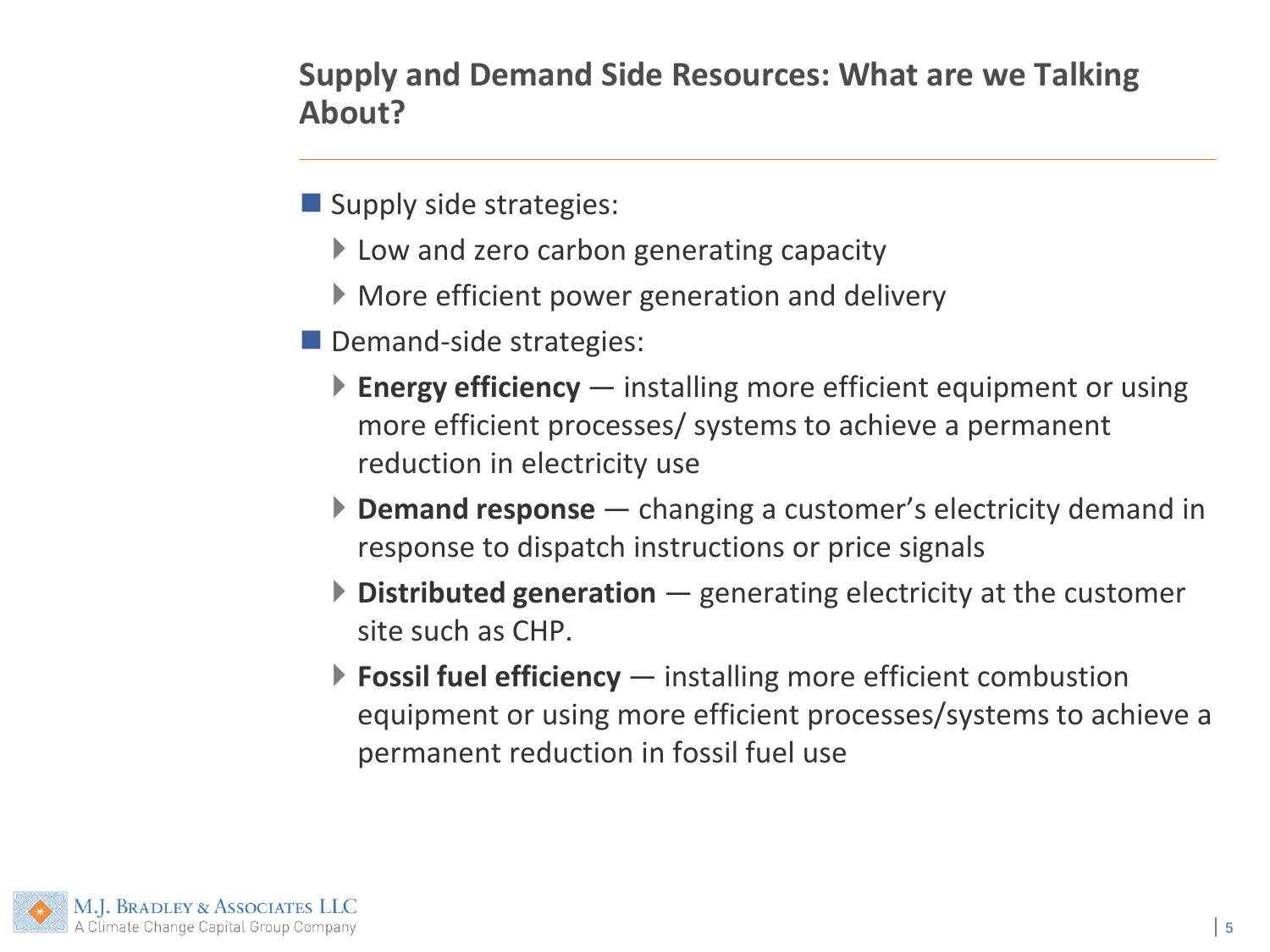## Supply and Demand Side Resources: What are we Talking About?

- Supply side strategies:
  - Low and zero carbon generating capacity
  - More efficient power generation and delivery
- Demand-side strategies:
  - **Energy efficiency** — installing more efficient equipment or using more efficient processes/ systems to achieve a permanent reduction in electricity use
  - **Demand response** — changing a customer's electricity demand in response to dispatch instructions or price signals
  - **Distributed generation** — generating electricity at the customer site such as CHP.
  - **Fossil fuel efficiency** — installing more efficient combustion equipment or using more efficient processes/systems to achieve a permanent reduction in fossil fuel use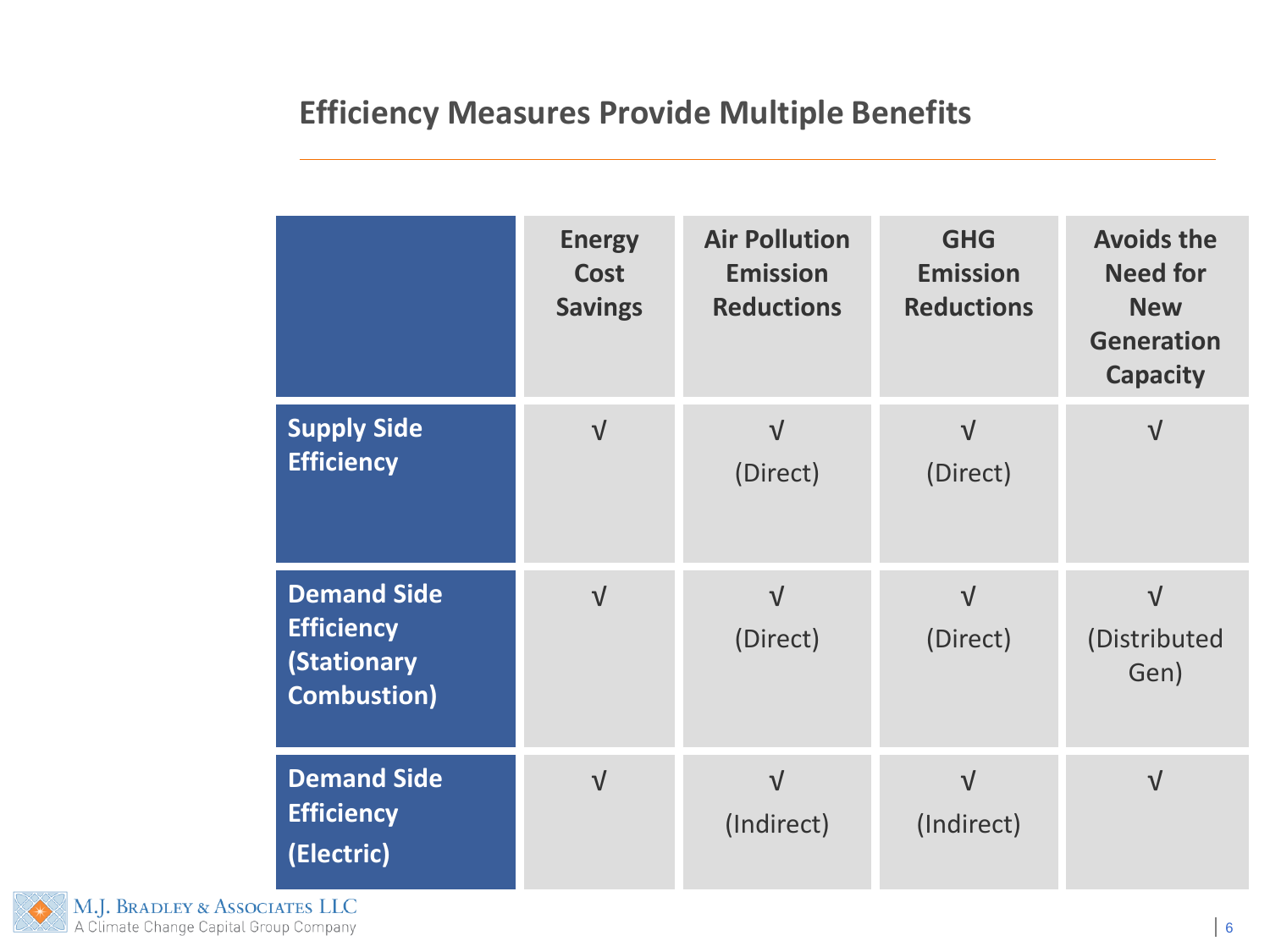## Efficiency Measures Provide Multiple Benefits

| | Energy Cost Savings | Air Pollution Emission Reductions | GHG Emission Reductions | Avoids the Need for New Generation Capacity |
|---|---|---|---|---|
| **Supply Side Efficiency** | √ | √ (Direct) | √ (Direct) | √ |
| **Demand Side Efficiency (Stationary Combustion)** | √ | √ (Direct) | √ (Direct) | √ (Distributed Gen) |
| **Demand Side Efficiency (Electric)** | √ | √ (Indirect) | √ (Indirect) | √ |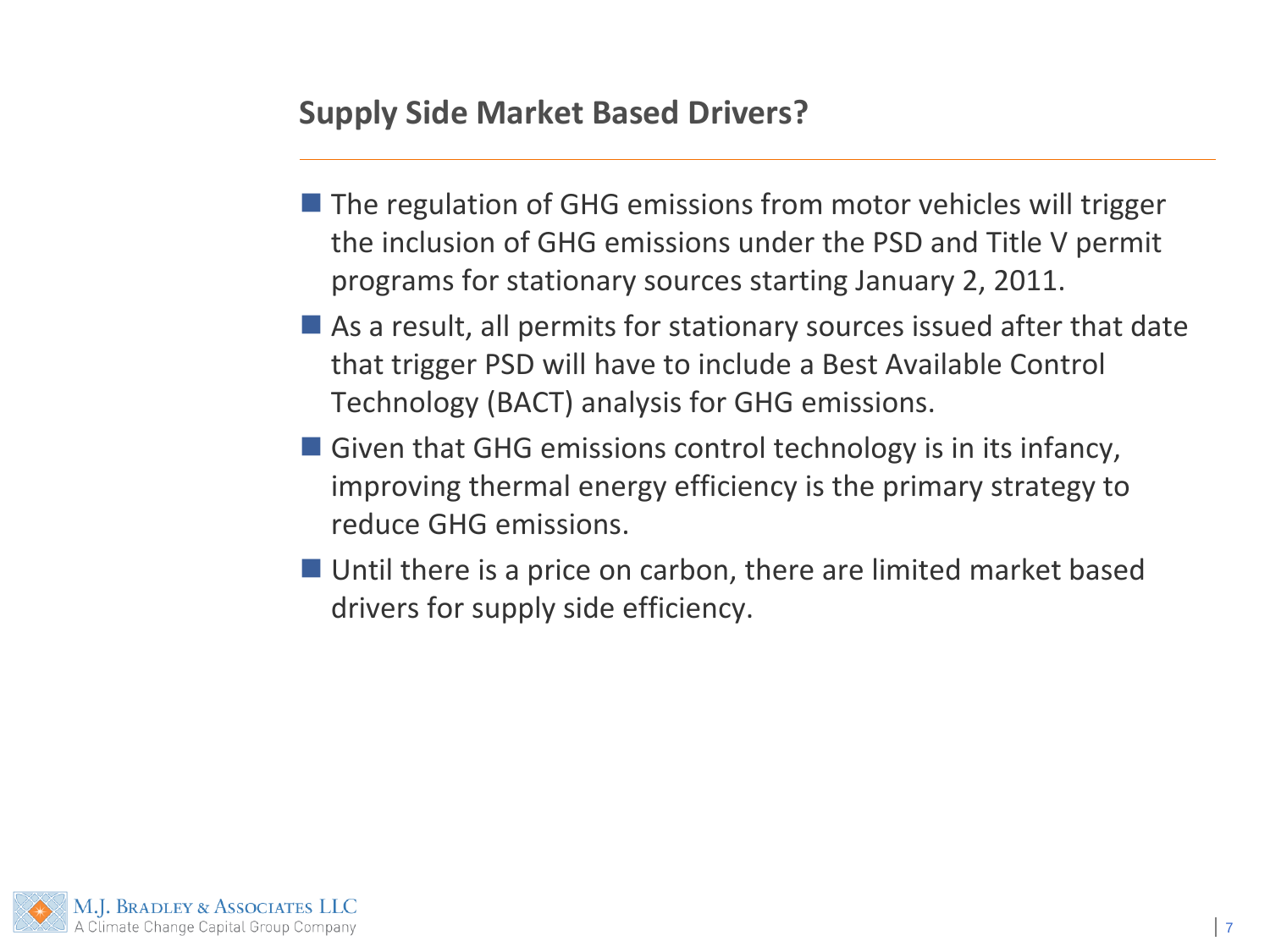## Supply Side Market Based Drivers?

- The regulation of GHG emissions from motor vehicles will trigger the inclusion of GHG emissions under the PSD and Title V permit programs for stationary sources starting January 2, 2011.
- As a result, all permits for stationary sources issued after that date that trigger PSD will have to include a Best Available Control Technology (BACT) analysis for GHG emissions.
- Given that GHG emissions control technology is in its infancy, improving thermal energy efficiency is the primary strategy to reduce GHG emissions.
- Until there is a price on carbon, there are limited market based drivers for supply side efficiency.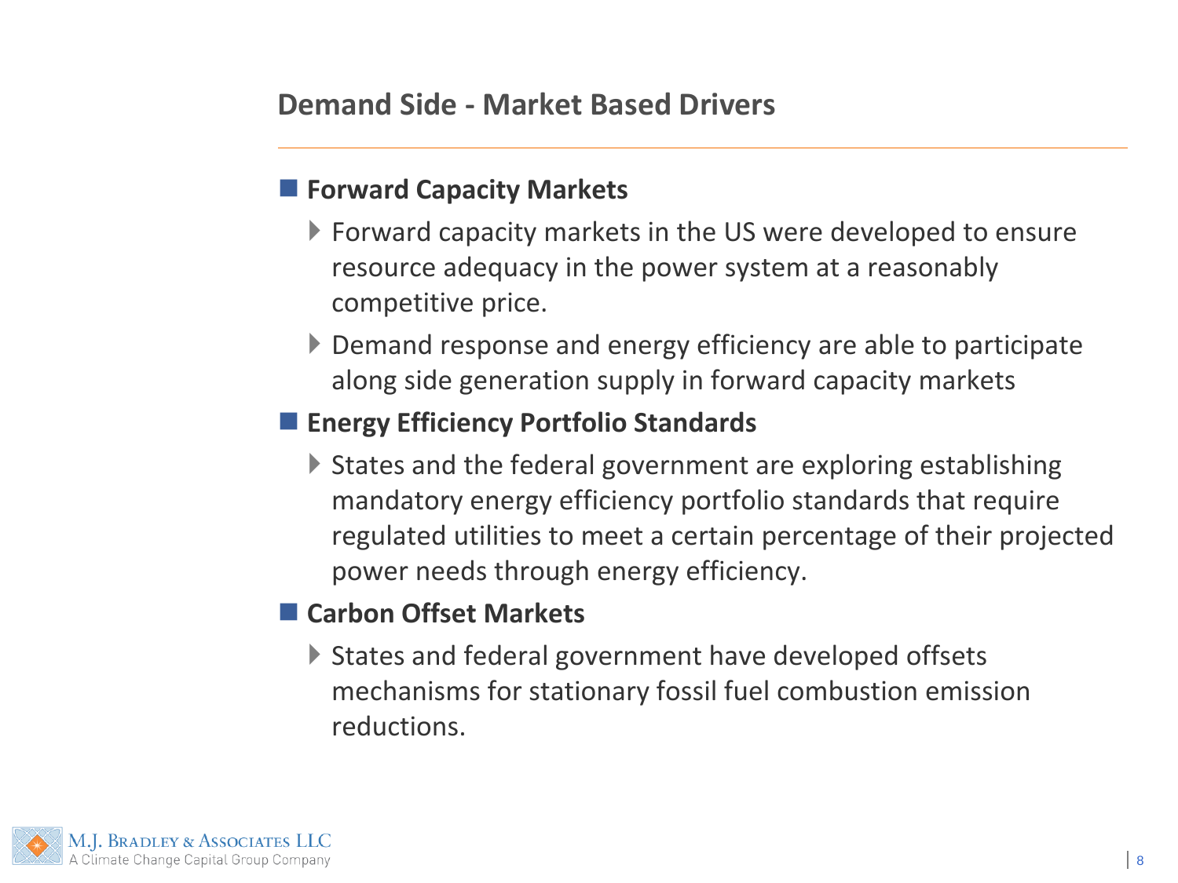## Demand Side - Market Based Drivers

- **Forward Capacity Markets**
  - Forward capacity markets in the US were developed to ensure resource adequacy in the power system at a reasonably competitive price.
  - Demand response and energy efficiency are able to participate along side generation supply in forward capacity markets
- **Energy Efficiency Portfolio Standards**
  - States and the federal government are exploring establishing mandatory energy efficiency portfolio standards that require regulated utilities to meet a certain percentage of their projected power needs through energy efficiency.
- **Carbon Offset Markets**
  - States and federal government have developed offsets mechanisms for stationary fossil fuel combustion emission reductions.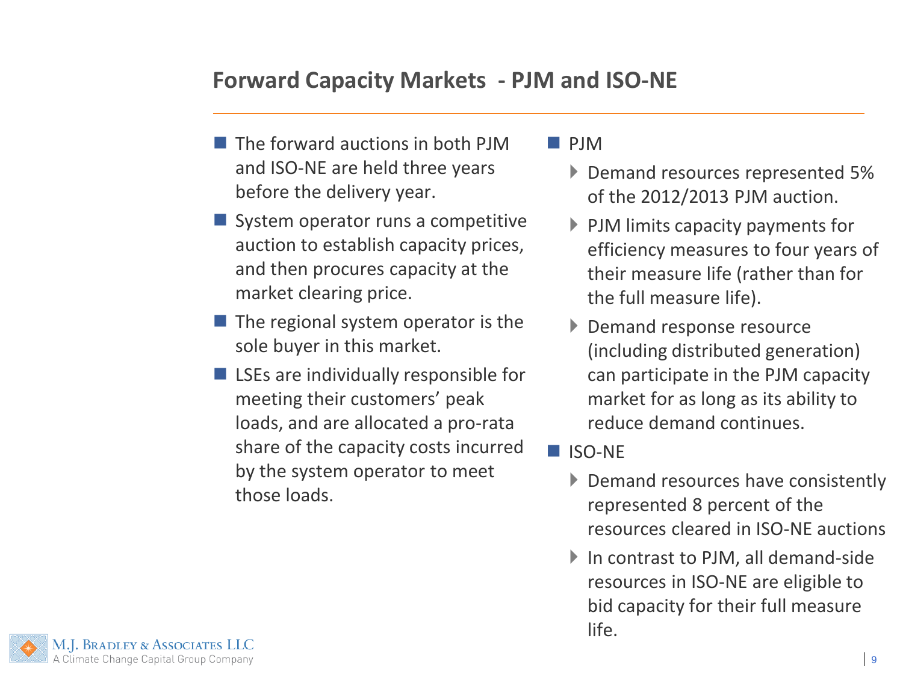## Forward Capacity Markets - PJM and ISO-NE

- The forward auctions in both PJM and ISO-NE are held three years before the delivery year.
- System operator runs a competitive auction to establish capacity prices, and then procures capacity at the market clearing price.
- The regional system operator is the sole buyer in this market.
- LSEs are individually responsible for meeting their customers' peak loads, and are allocated a pro-rata share of the capacity costs incurred by the system operator to meet those loads.

- PJM
  - Demand resources represented 5% of the 2012/2013 PJM auction.
  - PJM limits capacity payments for efficiency measures to four years of their measure life (rather than for the full measure life).
  - Demand response resource (including distributed generation) can participate in the PJM capacity market for as long as its ability to reduce demand continues.
- ISO-NE
  - Demand resources have consistently represented 8 percent of the resources cleared in ISO-NE auctions
  - In contrast to PJM, all demand-side resources in ISO-NE are eligible to bid capacity for their full measure life.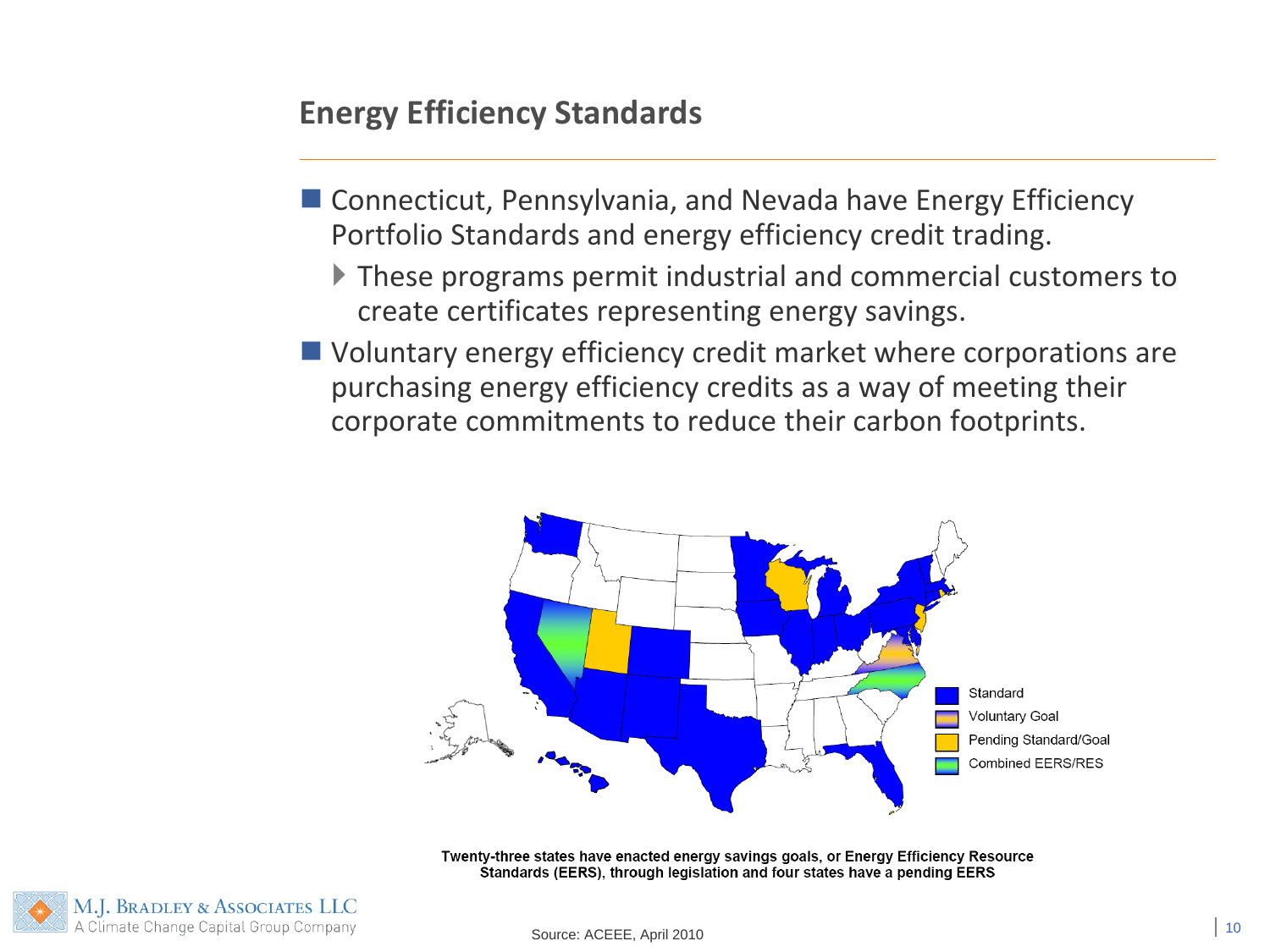## Energy Efficiency Standards

- Connecticut, Pennsylvania, and Nevada have Energy Efficiency Portfolio Standards and energy efficiency credit trading.
  - These programs permit industrial and commercial customers to create certificates representing energy savings.
- Voluntary energy efficiency credit market where corporations are purchasing energy efficiency credits as a way of meeting their corporate commitments to reduce their carbon footprints.

Standard
Voluntary Goal
Pending Standard/Goal
Combined EERS/RES

**Twenty-three states have enacted energy savings goals, or Energy Efficiency Resource Standards (EERS), through legislation and four states have a pending EERS**

Source: ACEEE, April 2010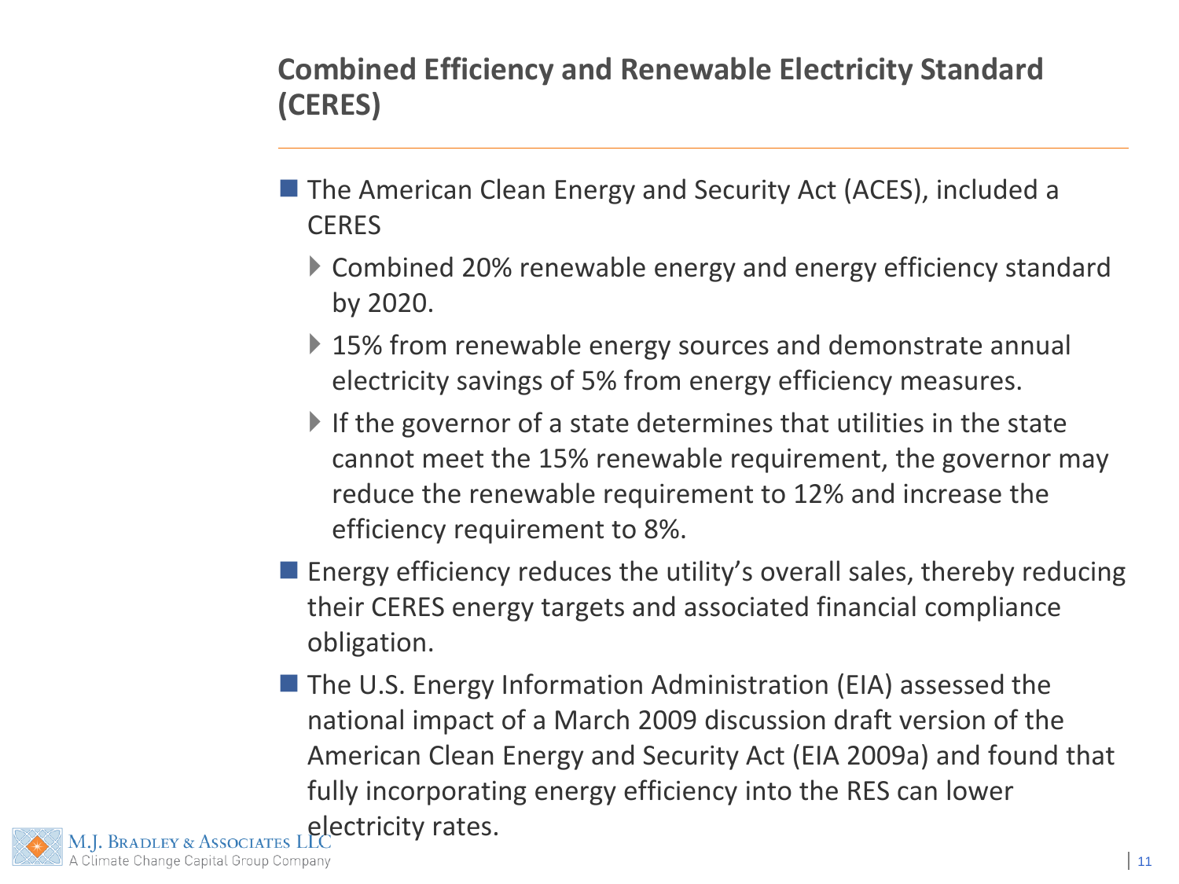## Combined Efficiency and Renewable Electricity Standard (CERES)

- The American Clean Energy and Security Act (ACES), included a CERES
  - Combined 20% renewable energy and energy efficiency standard by 2020.
  - 15% from renewable energy sources and demonstrate annual electricity savings of 5% from energy efficiency measures.
  - If the governor of a state determines that utilities in the state cannot meet the 15% renewable requirement, the governor may reduce the renewable requirement to 12% and increase the efficiency requirement to 8%.
- Energy efficiency reduces the utility's overall sales, thereby reducing their CERES energy targets and associated financial compliance obligation.
- The U.S. Energy Information Administration (EIA) assessed the national impact of a March 2009 discussion draft version of the American Clean Energy and Security Act (EIA 2009a) and found that fully incorporating energy efficiency into the RES can lower electricity rates.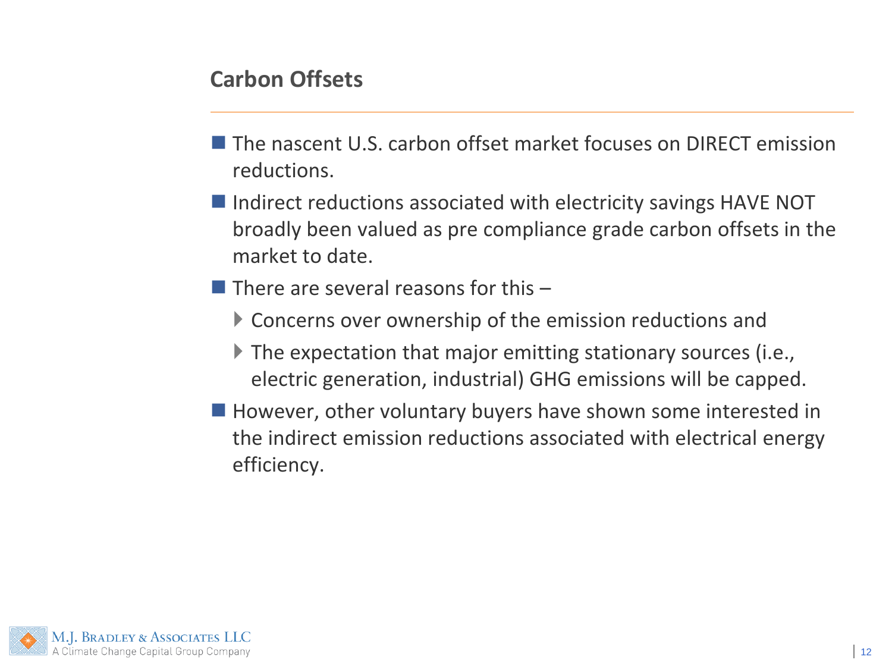## Carbon Offsets

- The nascent U.S. carbon offset market focuses on DIRECT emission reductions.
- Indirect reductions associated with electricity savings HAVE NOT broadly been valued as pre compliance grade carbon offsets in the market to date.
- There are several reasons for this –
  - Concerns over ownership of the emission reductions and
  - The expectation that major emitting stationary sources (i.e., electric generation, industrial) GHG emissions will be capped.
- However, other voluntary buyers have shown some interested in the indirect emission reductions associated with electrical energy efficiency.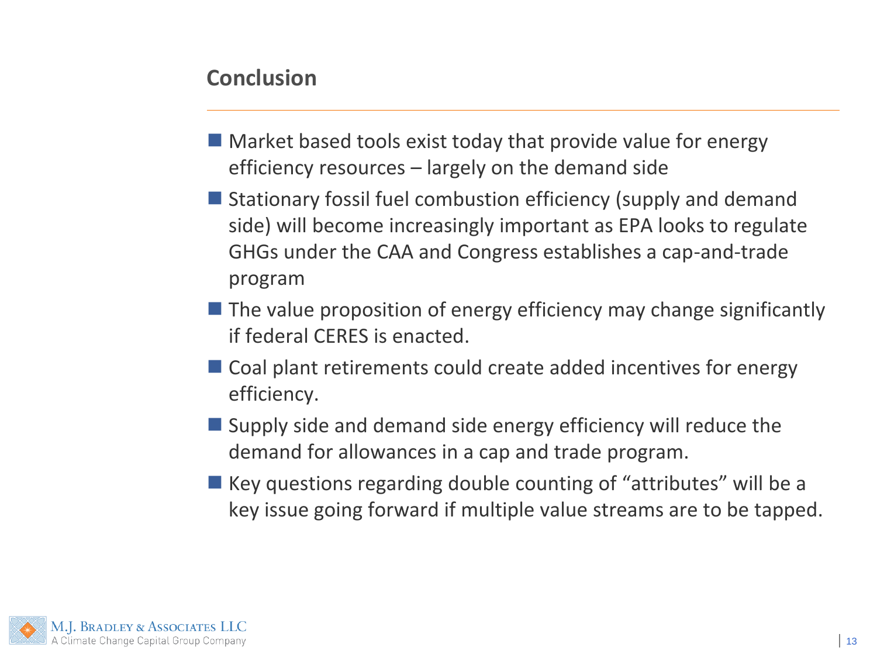## Conclusion

- Market based tools exist today that provide value for energy efficiency resources – largely on the demand side
- Stationary fossil fuel combustion efficiency (supply and demand side) will become increasingly important as EPA looks to regulate GHGs under the CAA and Congress establishes a cap-and-trade program
- The value proposition of energy efficiency may change significantly if federal CERES is enacted.
- Coal plant retirements could create added incentives for energy efficiency.
- Supply side and demand side energy efficiency will reduce the demand for allowances in a cap and trade program.
- Key questions regarding double counting of "attributes" will be a key issue going forward if multiple value streams are to be tapped.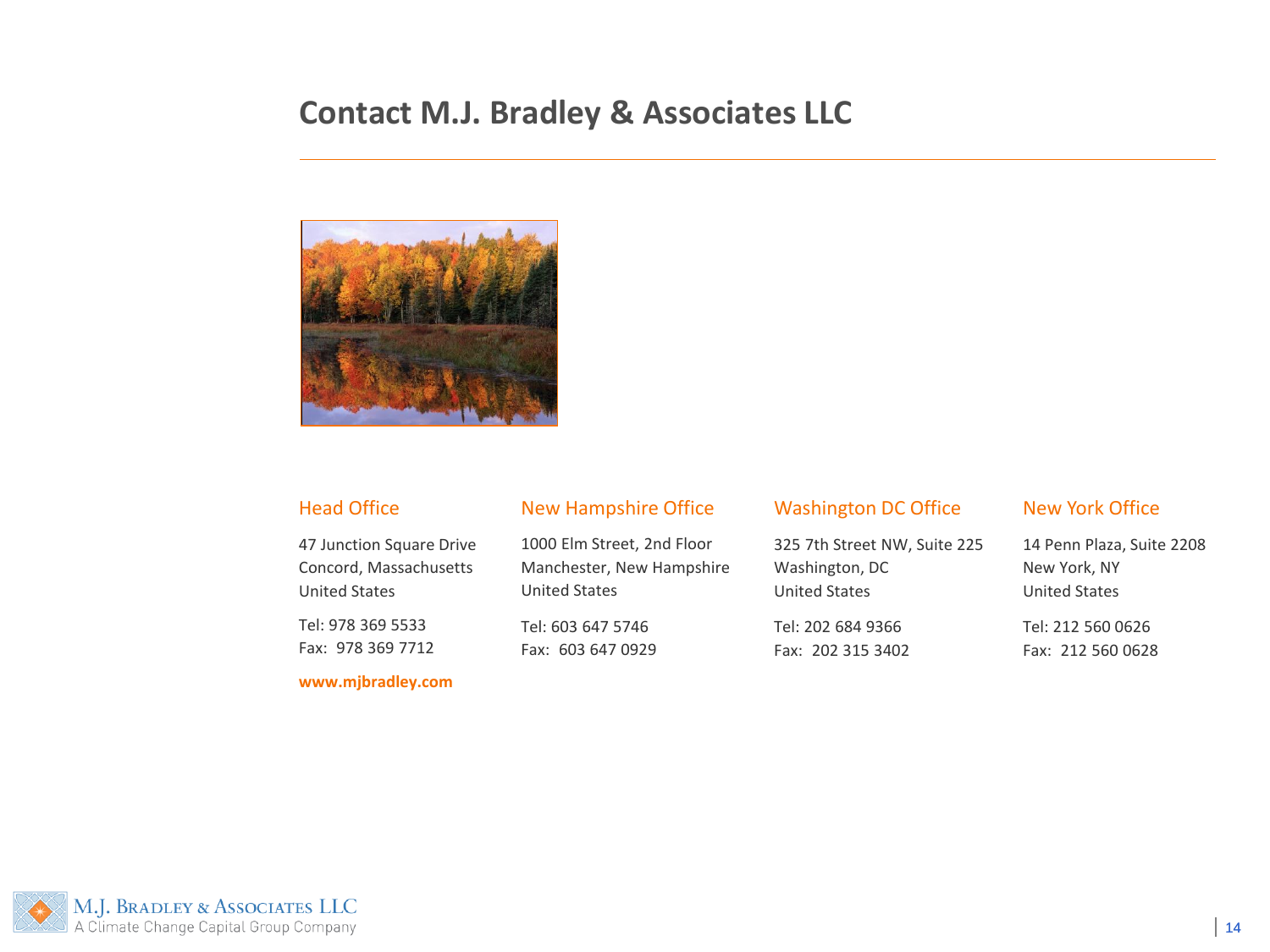# Contact M.J. Bradley & Associates LLC

## Head Office

47 Junction Square Drive
Concord, Massachusetts
United States

Tel: 978 369 5533
Fax: 978 369 7712

**www.mjbradley.com**

## New Hampshire Office

1000 Elm Street, 2nd Floor
Manchester, New Hampshire
United States

Tel: 603 647 5746
Fax: 603 647 0929

## Washington DC Office

325 7th Street NW, Suite 225
Washington, DC
United States

Tel: 202 684 9366
Fax: 202 315 3402

## New York Office

14 Penn Plaza, Suite 2208
New York, NY
United States

Tel: 212 560 0626
Fax: 212 560 0628